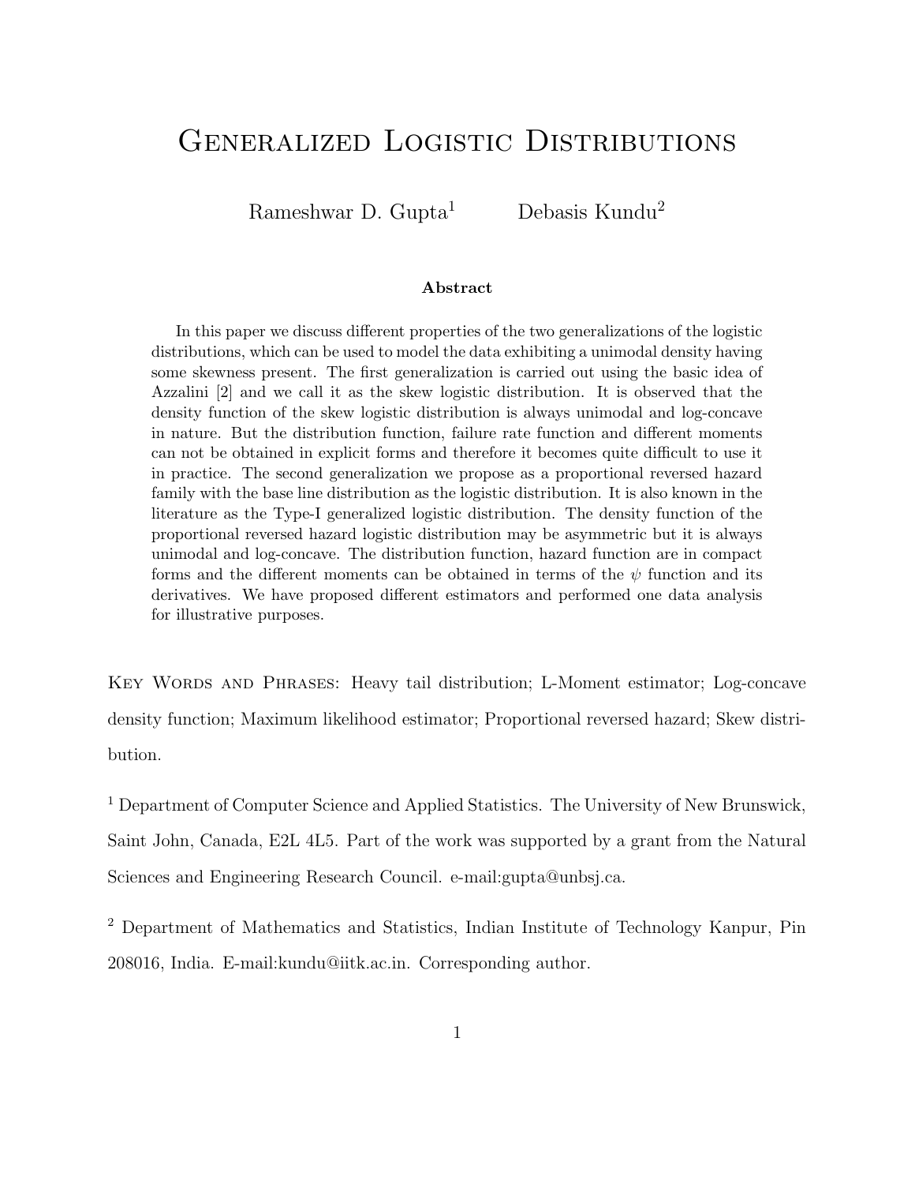# Generalized Logistic Distributions

Rameshwar D. Gupta[1] Debasis Kundu[2]

### Abstract

In this paper we discuss different properties of the two generalizations of the logistic distributions, which can be used to model the data exhibiting a unimodal density having some skewness present. The first generalization is carried out using the basic idea of Azzalini [2] and we call it as the skew logistic distribution. It is observed that the density function of the skew logistic distribution is always unimodal and log-concave in nature. But the distribution function, failure rate function and different moments can not be obtained in explicit forms and therefore it becomes quite difficult to use it in practice. The second generalization we propose as a proportional reversed hazard family with the base line distribution as the logistic distribution. It is also known in the literature as the Type-I generalized logistic distribution. The density function of the proportional reversed hazard logistic distribution may be asymmetric but it is always unimodal and log-concave. The distribution function, hazard function are in compact forms and the different moments can be obtained in terms of the $\psi$ function and its derivatives. We have proposed different estimators and performed one data analysis for illustrative purposes.

Key Words and Phrases: Heavy tail distribution; L-Moment estimator; Log-concave density function; Maximum likelihood estimator; Proportional reversed hazard; Skew distribution.

[1] Department of Computer Science and Applied Statistics. The University of New Brunswick, Saint John, Canada, E2L 4L5. Part of the work was supported by a grant from the Natural Sciences and Engineering Research Council. e-mail:gupta@unbsj.ca.

[2] Department of Mathematics and Statistics, Indian Institute of Technology Kanpur, Pin 208016, India. E-mail:kundu@iitk.ac.in. Corresponding author.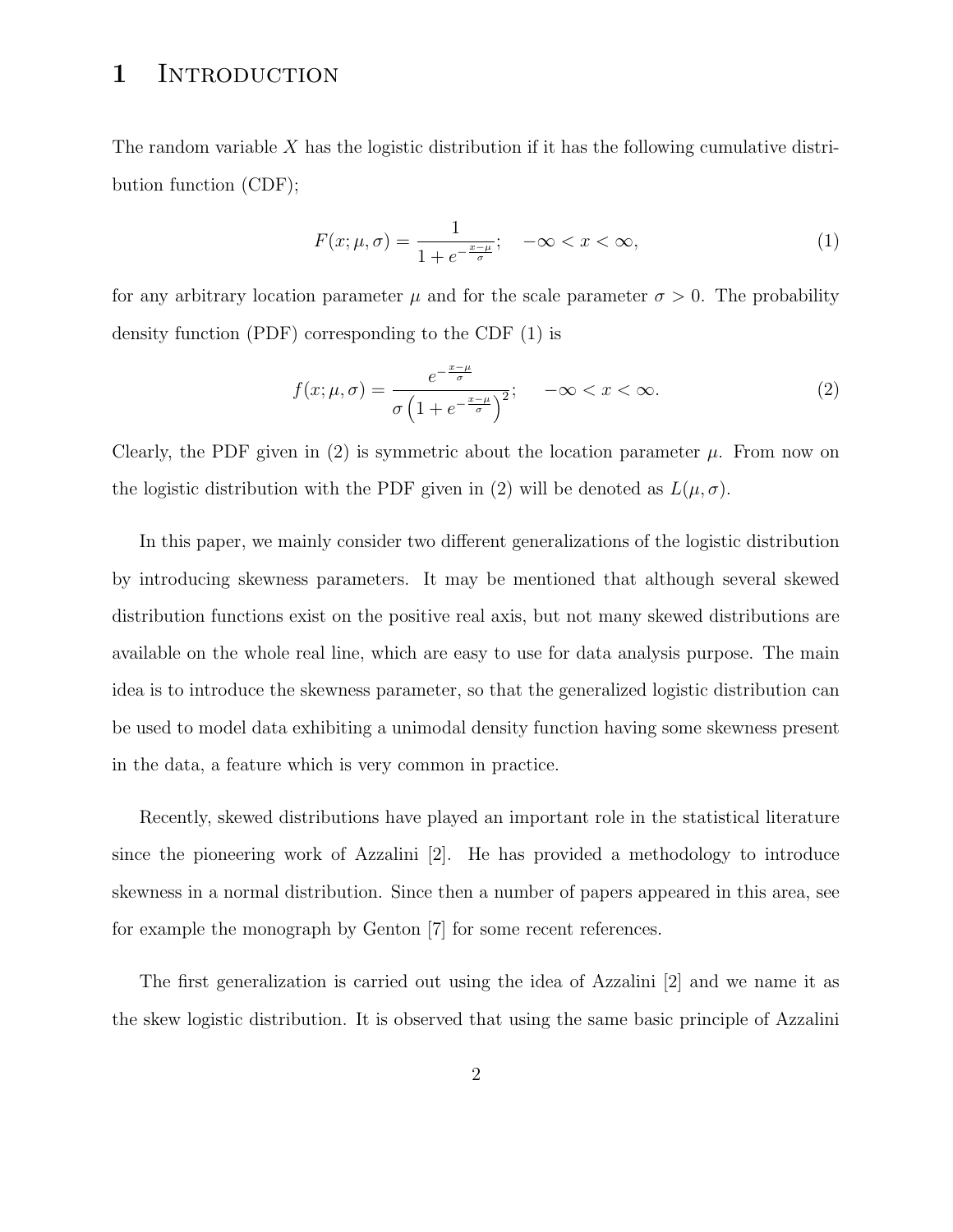# 1 Introduction

The random variable $X$ has the logistic distribution if it has the following cumulative distribution function (CDF);

$$F(x;\mu,\sigma) = \frac{1}{1+e^{-\frac{x-\mu}{\sigma}}}; \quad -\infty < x < \infty, \tag{1}$$

for any arbitrary location parameter $\mu$ and for the scale parameter $\sigma > 0$. The probability density function (PDF) corresponding to the CDF (1) is

$$f(x;\mu,\sigma) = \frac{e^{-\frac{x-\mu}{\sigma}}}{\sigma\left(1+e^{-\frac{x-\mu}{\sigma}}\right)^2}; \quad -\infty < x < \infty. \tag{2}$$

Clearly, the PDF given in (2) is symmetric about the location parameter $\mu$. From now on the logistic distribution with the PDF given in (2) will be denoted as $L(\mu,\sigma)$.

In this paper, we mainly consider two different generalizations of the logistic distribution by introducing skewness parameters. It may be mentioned that although several skewed distribution functions exist on the positive real axis, but not many skewed distributions are available on the whole real line, which are easy to use for data analysis purpose. The main idea is to introduce the skewness parameter, so that the generalized logistic distribution can be used to model data exhibiting a unimodal density function having some skewness present in the data, a feature which is very common in practice.

Recently, skewed distributions have played an important role in the statistical literature since the pioneering work of Azzalini [2]. He has provided a methodology to introduce skewness in a normal distribution. Since then a number of papers appeared in this area, see for example the monograph by Genton [7] for some recent references.

The first generalization is carried out using the idea of Azzalini [2] and we name it as the skew logistic distribution. It is observed that using the same basic principle of Azzalini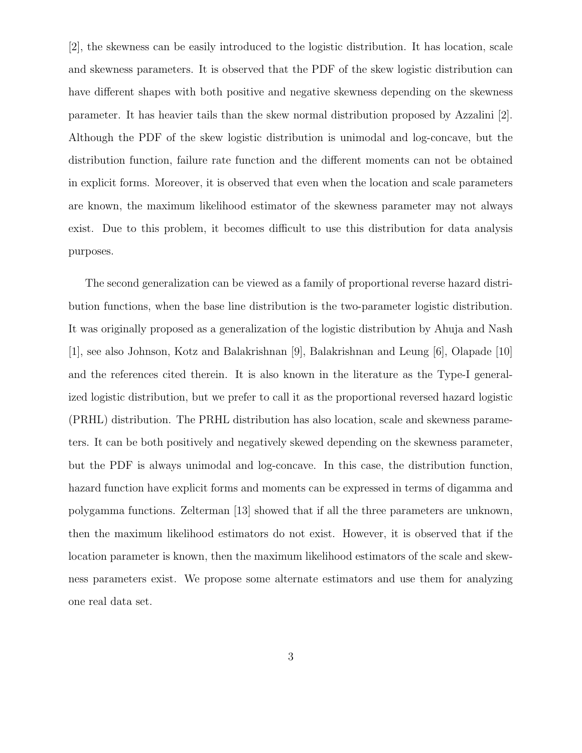[2], the skewness can be easily introduced to the logistic distribution. It has location, scale and skewness parameters. It is observed that the PDF of the skew logistic distribution can have different shapes with both positive and negative skewness depending on the skewness parameter. It has heavier tails than the skew normal distribution proposed by Azzalini [2]. Although the PDF of the skew logistic distribution is unimodal and log-concave, but the distribution function, failure rate function and the different moments can not be obtained in explicit forms. Moreover, it is observed that even when the location and scale parameters are known, the maximum likelihood estimator of the skewness parameter may not always exist. Due to this problem, it becomes difficult to use this distribution for data analysis purposes.

The second generalization can be viewed as a family of proportional reverse hazard distribution functions, when the base line distribution is the two-parameter logistic distribution. It was originally proposed as a generalization of the logistic distribution by Ahuja and Nash [1], see also Johnson, Kotz and Balakrishnan [9], Balakrishnan and Leung [6], Olapade [10] and the references cited therein. It is also known in the literature as the Type-I generalized logistic distribution, but we prefer to call it as the proportional reversed hazard logistic (PRHL) distribution. The PRHL distribution has also location, scale and skewness parameters. It can be both positively and negatively skewed depending on the skewness parameter, but the PDF is always unimodal and log-concave. In this case, the distribution function, hazard function have explicit forms and moments can be expressed in terms of digamma and polygamma functions. Zelterman [13] showed that if all the three parameters are unknown, then the maximum likelihood estimators do not exist. However, it is observed that if the location parameter is known, then the maximum likelihood estimators of the scale and skewness parameters exist. We propose some alternate estimators and use them for analyzing one real data set.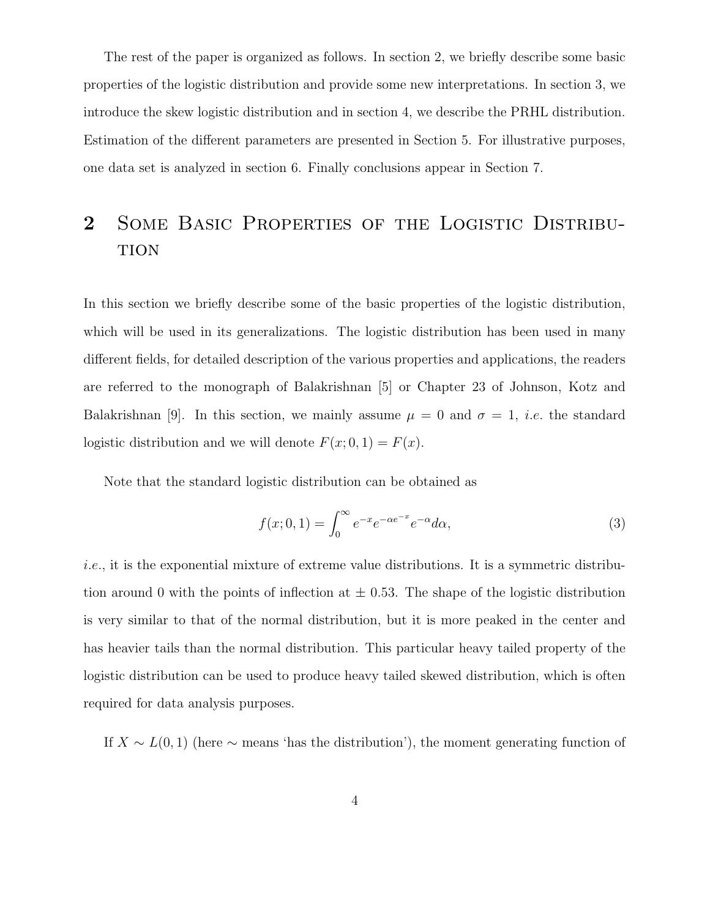The rest of the paper is organized as follows. In section 2, we briefly describe some basic properties of the logistic distribution and provide some new interpretations. In section 3, we introduce the skew logistic distribution and in section 4, we describe the PRHL distribution. Estimation of the different parameters are presented in Section 5. For illustrative purposes, one data set is analyzed in section 6. Finally conclusions appear in Section 7.

## 2 Some Basic Properties of the Logistic Distribution

In this section we briefly describe some of the basic properties of the logistic distribution, which will be used in its generalizations. The logistic distribution has been used in many different fields, for detailed description of the various properties and applications, the readers are referred to the monograph of Balakrishnan [5] or Chapter 23 of Johnson, Kotz and Balakrishnan [9]. In this section, we mainly assume $\mu = 0$ and $\sigma = 1$, *i.e.* the standard logistic distribution and we will denote $F(x; 0, 1) = F(x)$.

Note that the standard logistic distribution can be obtained as

$$f(x; 0, 1) = \int_0^\infty e^{-x} e^{-\alpha e^{-x}} e^{-\alpha} d\alpha, \tag{3}$$

*i.e.*, it is the exponential mixture of extreme value distributions. It is a symmetric distribution around 0 with the points of inflection at $\pm$ 0.53. The shape of the logistic distribution is very similar to that of the normal distribution, but it is more peaked in the center and has heavier tails than the normal distribution. This particular heavy tailed property of the logistic distribution can be used to produce heavy tailed skewed distribution, which is often required for data analysis purposes.

If $X \sim L(0, 1)$ (here $\sim$ means 'has the distribution'), the moment generating function of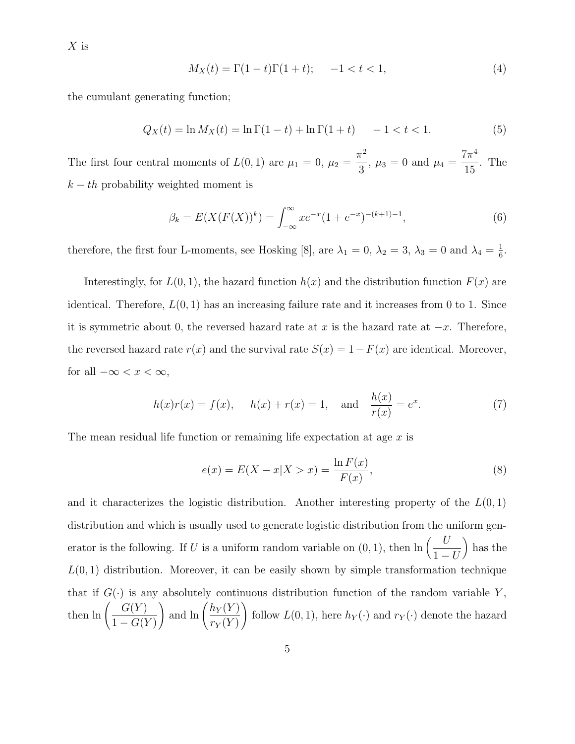$X$ is

$$M_X(t) = \Gamma(1-t)\Gamma(1+t); \quad -1 < t < 1, \tag{4}$$

the cumulant generating function;

$$Q_X(t) = \ln M_X(t) = \ln \Gamma(1-t) + \ln \Gamma(1+t) \quad -1 < t < 1. \tag{5}$$

The first four central moments of $L(0,1)$ are $\mu_1 = 0$, $\mu_2 = \frac{\pi^2}{3}$, $\mu_3 = 0$ and $\mu_4 = \frac{7\pi^4}{15}$. The $k-th$ probability weighted moment is

$$\beta_k = E(X(F(X))^k) = \int_{-\infty}^{\infty} xe^{-x}(1+e^{-x})^{-(k+1)-1}, \tag{6}$$

therefore, the first four L-moments, see Hosking [8], are $\lambda_1 = 0$, $\lambda_2 = 3$, $\lambda_3 = 0$ and $\lambda_4 = \frac{1}{6}$.

Interestingly, for $L(0,1)$, the hazard function $h(x)$ and the distribution function $F(x)$ are identical. Therefore, $L(0,1)$ has an increasing failure rate and it increases from 0 to 1. Since it is symmetric about 0, the reversed hazard rate at $x$ is the hazard rate at $-x$. Therefore, the reversed hazard rate $r(x)$ and the survival rate $S(x) = 1 - F(x)$ are identical. Moreover, for all $-\infty < x < \infty$,

$$h(x)r(x) = f(x), \quad h(x) + r(x) = 1, \quad \text{and} \quad \frac{h(x)}{r(x)} = e^x. \tag{7}$$

The mean residual life function or remaining life expectation at age $x$ is

$$e(x) = E(X - x | X > x) = \frac{\ln F(x)}{F(x)}, \tag{8}$$

and it characterizes the logistic distribution. Another interesting property of the $L(0,1)$ distribution and which is usually used to generate logistic distribution from the uniform generator is the following. If $U$ is a uniform random variable on $(0,1)$, then $\ln\left(\frac{U}{1-U}\right)$ has the $L(0,1)$ distribution. Moreover, it can be easily shown by simple transformation technique that if $G(\cdot)$ is any absolutely continuous distribution function of the random variable $Y$, then $\ln\left(\frac{G(Y)}{1-G(Y)}\right)$ and $\ln\left(\frac{h_Y(Y)}{r_Y(Y)}\right)$ follow $L(0,1)$, here $h_Y(\cdot)$ and $r_Y(\cdot)$ denote the hazard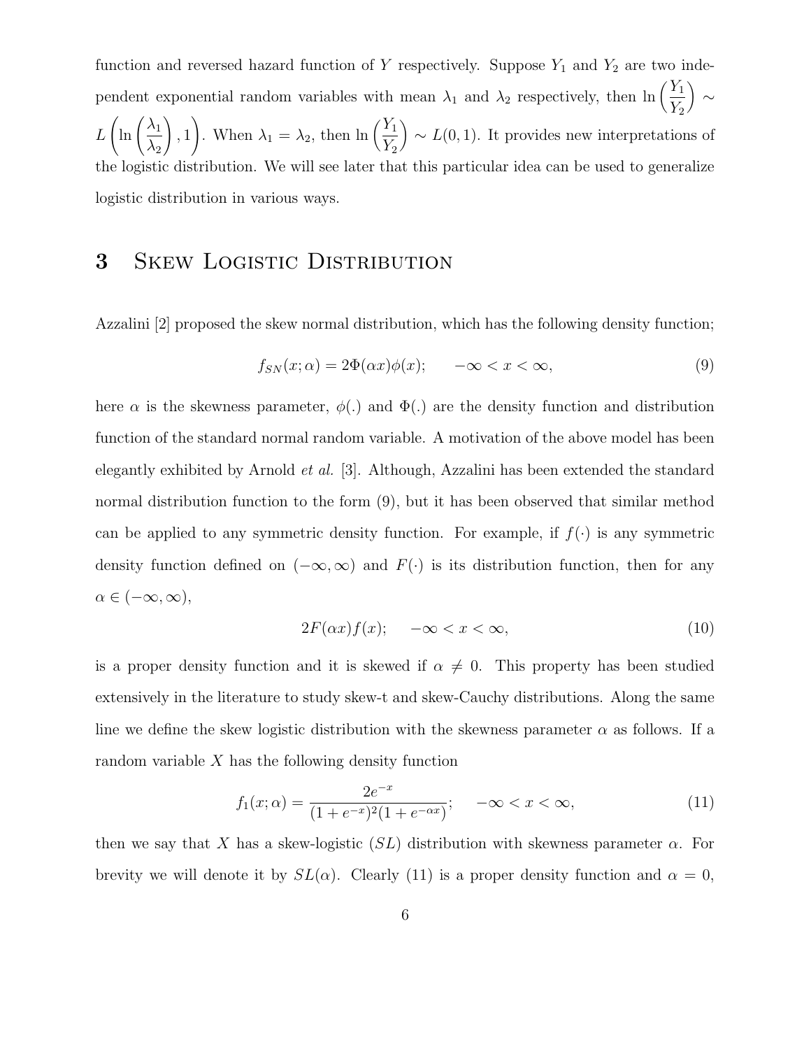function and reversed hazard function of $Y$ respectively. Suppose $Y_1$ and $Y_2$ are two independent exponential random variables with mean $\lambda_1$ and $\lambda_2$ respectively, then $\ln\left(\frac{Y_1}{Y_2}\right) \sim L\left(\ln\left(\frac{\lambda_1}{\lambda_2}\right), 1\right)$. When $\lambda_1 = \lambda_2$, then $\ln\left(\frac{Y_1}{Y_2}\right) \sim L(0,1)$. It provides new interpretations of the logistic distribution. We will see later that this particular idea can be used to generalize logistic distribution in various ways.

# 3 Skew Logistic Distribution

Azzalini [2] proposed the skew normal distribution, which has the following density function;

$$f_{SN}(x;\alpha) = 2\Phi(\alpha x)\phi(x); \qquad -\infty < x < \infty, \tag{9}$$

here $\alpha$ is the skewness parameter, $\phi(.)$ and $\Phi(.)$ are the density function and distribution function of the standard normal random variable. A motivation of the above model has been elegantly exhibited by Arnold *et al.* [3]. Although, Azzalini has been extended the standard normal distribution function to the form (9), but it has been observed that similar method can be applied to any symmetric density function. For example, if $f(\cdot)$ is any symmetric density function defined on $(-\infty, \infty)$ and $F(\cdot)$ is its distribution function, then for any $\alpha \in (-\infty, \infty)$,

$$2F(\alpha x)f(x); \quad -\infty < x < \infty, \tag{10}$$

is a proper density function and it is skewed if $\alpha \neq 0$. This property has been studied extensively in the literature to study skew-t and skew-Cauchy distributions. Along the same line we define the skew logistic distribution with the skewness parameter $\alpha$ as follows. If a random variable $X$ has the following density function

$$f_1(x;\alpha) = \frac{2e^{-x}}{(1+e^{-x})^2(1+e^{-\alpha x})}; \quad -\infty < x < \infty, \tag{11}$$

then we say that $X$ has a skew-logistic ($SL$) distribution with skewness parameter $\alpha$. For brevity we will denote it by $SL(\alpha)$. Clearly (11) is a proper density function and $\alpha = 0$,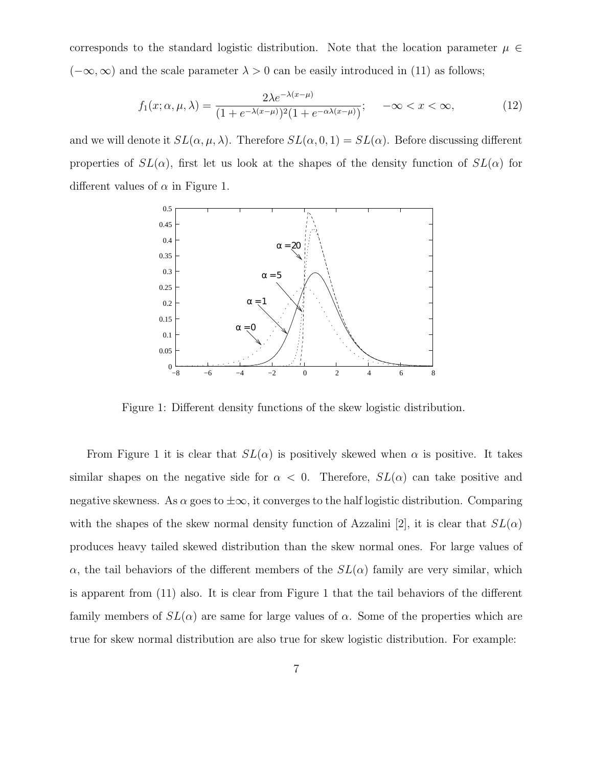corresponds to the standard logistic distribution. Note that the location parameter $\mu \in (-\infty, \infty)$ and the scale parameter $\lambda > 0$ can be easily introduced in (11) as follows;

$$f_1(x; \alpha, \mu, \lambda) = \frac{2\lambda e^{-\lambda(x-\mu)}}{(1 + e^{-\lambda(x-\mu)})^2 (1 + e^{-\alpha\lambda(x-\mu)})}; \quad -\infty < x < \infty, \tag{12}$$

and we will denote it $SL(\alpha, \mu, \lambda)$. Therefore $SL(\alpha, 0, 1) = SL(\alpha)$. Before discussing different properties of $SL(\alpha)$, first let us look at the shapes of the density function of $SL(\alpha)$ for different values of $\alpha$ in Figure 1.

Figure 1: Different density functions of the skew logistic distribution.

From Figure 1 it is clear that $SL(\alpha)$ is positively skewed when $\alpha$ is positive. It takes similar shapes on the negative side for $\alpha < 0$. Therefore, $SL(\alpha)$ can take positive and negative skewness. As $\alpha$ goes to $\pm\infty$, it converges to the half logistic distribution. Comparing with the shapes of the skew normal density function of Azzalini [2], it is clear that $SL(\alpha)$ produces heavy tailed skewed distribution than the skew normal ones. For large values of $\alpha$, the tail behaviors of the different members of the $SL(\alpha)$ family are very similar, which is apparent from (11) also. It is clear from Figure 1 that the tail behaviors of the different family members of $SL(\alpha)$ are same for large values of $\alpha$. Some of the properties which are true for skew normal distribution are also true for skew logistic distribution. For example: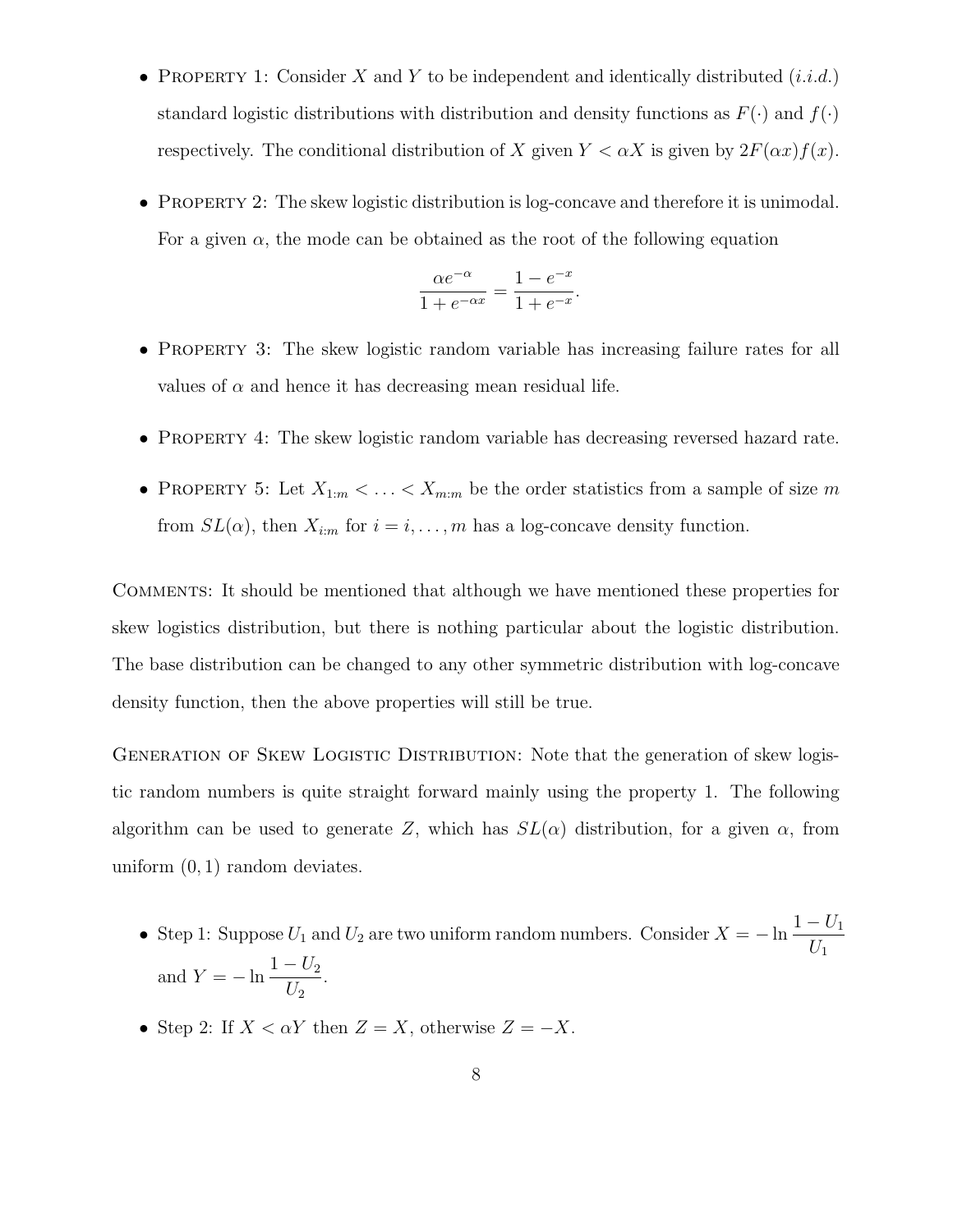- Property 1: Consider $X$ and $Y$ to be independent and identically distributed (*i.i.d.*) standard logistic distributions with distribution and density functions as $F(\cdot)$ and $f(\cdot)$ respectively. The conditional distribution of $X$ given $Y < \alpha X$ is given by $2F(\alpha x)f(x)$.

- Property 2: The skew logistic distribution is log-concave and therefore it is unimodal. For a given $\alpha$, the mode can be obtained as the root of the following equation

$$\frac{\alpha e^{-\alpha}}{1 + e^{-\alpha x}} = \frac{1 - e^{-x}}{1 + e^{-x}}.$$

- Property 3: The skew logistic random variable has increasing failure rates for all values of $\alpha$ and hence it has decreasing mean residual life.

- Property 4: The skew logistic random variable has decreasing reversed hazard rate.

- Property 5: Let $X_{1:m} < \ldots < X_{m:m}$ be the order statistics from a sample of size $m$ from $SL(\alpha)$, then $X_{i:m}$ for $i = i, \ldots, m$ has a log-concave density function.

Comments: It should be mentioned that although we have mentioned these properties for skew logistics distribution, but there is nothing particular about the logistic distribution. The base distribution can be changed to any other symmetric distribution with log-concave density function, then the above properties will still be true.

Generation of Skew Logistic Distribution: Note that the generation of skew logistic random numbers is quite straight forward mainly using the property 1. The following algorithm can be used to generate $Z$, which has $SL(\alpha)$ distribution, for a given $\alpha$, from uniform $(0, 1)$ random deviates.

- Step 1: Suppose $U_1$ and $U_2$ are two uniform random numbers. Consider $X = -\ln \frac{1 - U_1}{U_1}$ and $Y = -\ln \frac{1 - U_2}{U_2}$.

- Step 2: If $X < \alpha Y$ then $Z = X$, otherwise $Z = -X$.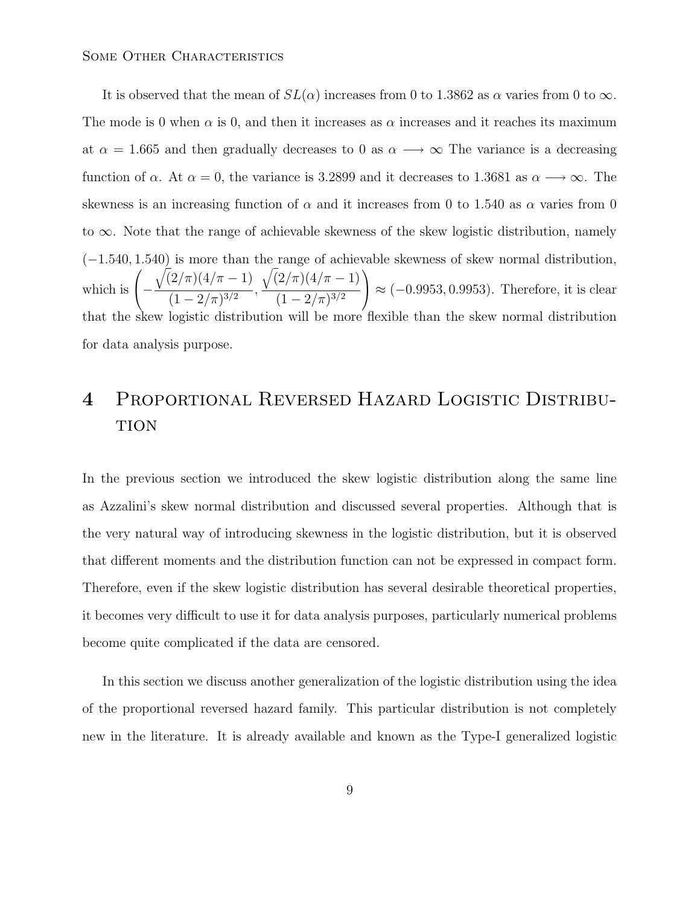It is observed that the mean of $SL(\alpha)$ increases from 0 to 1.3862 as $\alpha$ varies from 0 to $\infty$. The mode is 0 when $\alpha$ is 0, and then it increases as $\alpha$ increases and it reaches its maximum at $\alpha = 1.665$ and then gradually decreases to 0 as $\alpha \longrightarrow \infty$ The variance is a decreasing function of $\alpha$. At $\alpha = 0$, the variance is 3.2899 and it decreases to 1.3681 as $\alpha \longrightarrow \infty$. The skewness is an increasing function of $\alpha$ and it increases from 0 to 1.540 as $\alpha$ varies from 0 to $\infty$. Note that the range of achievable skewness of the skew logistic distribution, namely $(-1.540, 1.540)$ is more than the range of achievable skewness of skew normal distribution, which is $\left(-\frac{\sqrt{(2/\pi)}(4/\pi - 1)}{(1-2/\pi)^{3/2}}, \frac{\sqrt{(2/\pi)}(4/\pi - 1)}{(1-2/\pi)^{3/2}}\right) \approx (-0.9953, 0.9953)$. Therefore, it is clear that the skew logistic distribution will be more flexible than the skew normal distribution for data analysis purpose.

# 4 Proportional Reversed Hazard Logistic Distribution

In the previous section we introduced the skew logistic distribution along the same line as Azzalini's skew normal distribution and discussed several properties. Although that is the very natural way of introducing skewness in the logistic distribution, but it is observed that different moments and the distribution function can not be expressed in compact form. Therefore, even if the skew logistic distribution has several desirable theoretical properties, it becomes very difficult to use it for data analysis purposes, particularly numerical problems become quite complicated if the data are censored.

In this section we discuss another generalization of the logistic distribution using the idea of the proportional reversed hazard family. This particular distribution is not completely new in the literature. It is already available and known as the Type-I generalized logistic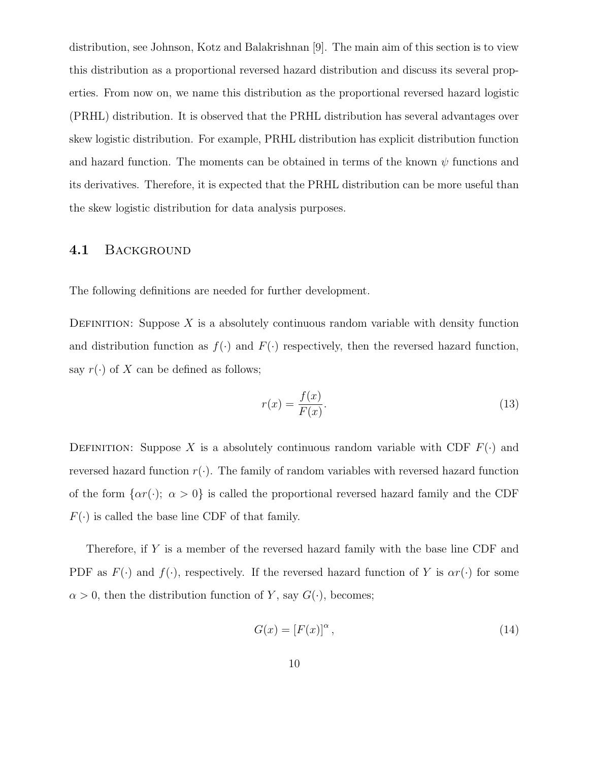distribution, see Johnson, Kotz and Balakrishnan [9]. The main aim of this section is to view this distribution as a proportional reversed hazard distribution and discuss its several properties. From now on, we name this distribution as the proportional reversed hazard logistic (PRHL) distribution. It is observed that the PRHL distribution has several advantages over skew logistic distribution. For example, PRHL distribution has explicit distribution function and hazard function. The moments can be obtained in terms of the known $\psi$ functions and its derivatives. Therefore, it is expected that the PRHL distribution can be more useful than the skew logistic distribution for data analysis purposes.

## 4.1 Background

The following definitions are needed for further development.

Definition: Suppose $X$ is a absolutely continuous random variable with density function and distribution function as $f(\cdot)$ and $F(\cdot)$ respectively, then the reversed hazard function, say $r(\cdot)$ of $X$ can be defined as follows;

$$r(x) = \frac{f(x)}{F(x)}. \tag{13}$$

Definition: Suppose $X$ is a absolutely continuous random variable with CDF $F(\cdot)$ and reversed hazard function $r(\cdot)$. The family of random variables with reversed hazard function of the form $\{\alpha r(\cdot);\ \alpha > 0\}$ is called the proportional reversed hazard family and the CDF $F(\cdot)$ is called the base line CDF of that family.

Therefore, if $Y$ is a member of the reversed hazard family with the base line CDF and PDF as $F(\cdot)$ and $f(\cdot)$, respectively. If the reversed hazard function of $Y$ is $\alpha r(\cdot)$ for some $\alpha > 0$, then the distribution function of $Y$, say $G(\cdot)$, becomes;

$$G(x) = [F(x)]^{\alpha}, \tag{14}$$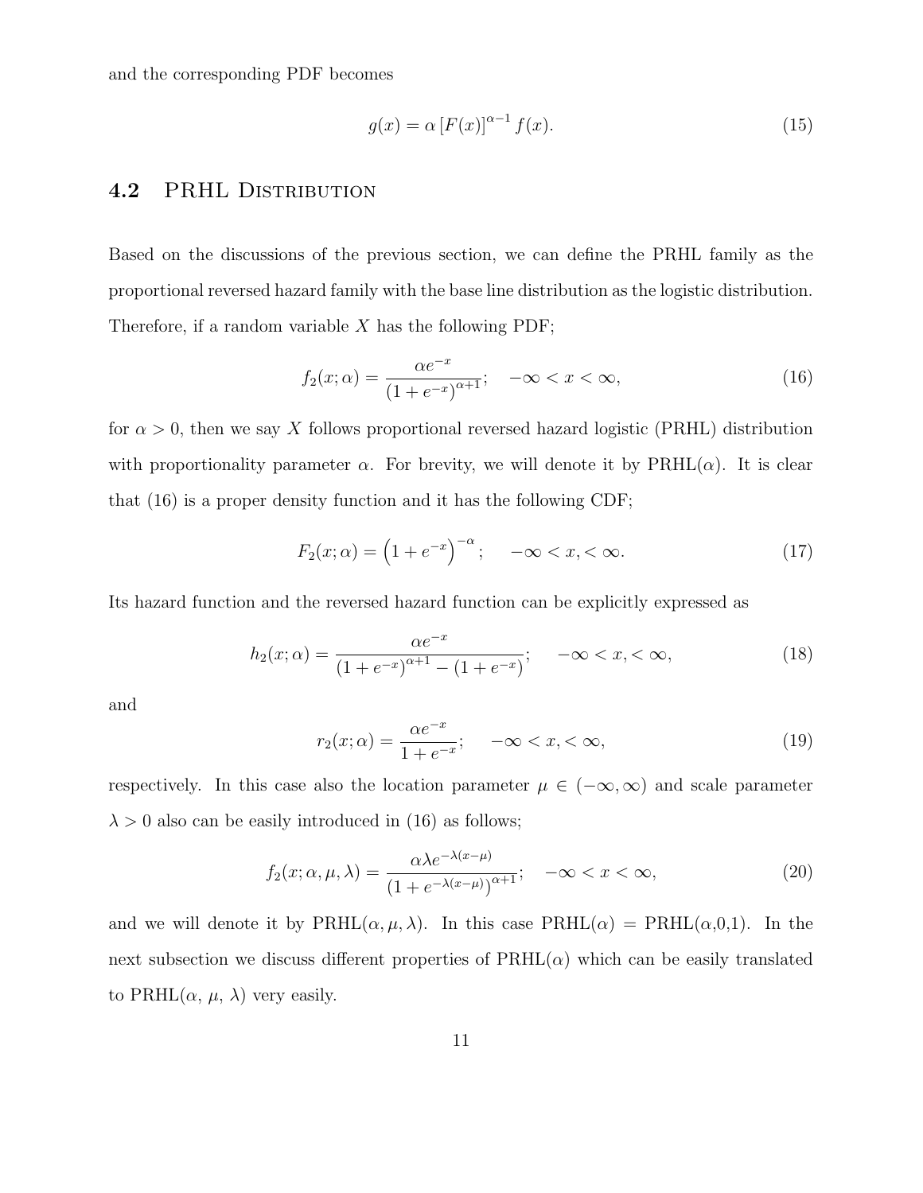and the corresponding PDF becomes

$$g(x) = \alpha \left[F(x)\right]^{\alpha-1} f(x). \tag{15}$$

### 4.2 PRHL Distribution

Based on the discussions of the previous section, we can define the PRHL family as the proportional reversed hazard family with the base line distribution as the logistic distribution. Therefore, if a random variable $X$ has the following PDF;

$$f_2(x;\alpha) = \frac{\alpha e^{-x}}{\left(1+e^{-x}\right)^{\alpha+1}}; \quad -\infty < x < \infty, \tag{16}$$

for $\alpha > 0$, then we say $X$ follows proportional reversed hazard logistic (PRHL) distribution with proportionality parameter $\alpha$. For brevity, we will denote it by PRHL($\alpha$). It is clear that (16) is a proper density function and it has the following CDF;

$$F_2(x;\alpha) = \left(1+e^{-x}\right)^{-\alpha}; \quad -\infty < x, < \infty. \tag{17}$$

Its hazard function and the reversed hazard function can be explicitly expressed as

$$h_2(x;\alpha) = \frac{\alpha e^{-x}}{\left(1+e^{-x}\right)^{\alpha+1} - \left(1+e^{-x}\right)}; \quad -\infty < x, < \infty, \tag{18}$$

and

$$r_2(x;\alpha) = \frac{\alpha e^{-x}}{1+e^{-x}}; \quad -\infty < x, < \infty, \tag{19}$$

respectively. In this case also the location parameter $\mu \in (-\infty, \infty)$ and scale parameter $\lambda > 0$ also can be easily introduced in (16) as follows;

$$f_2(x;\alpha,\mu,\lambda) = \frac{\alpha \lambda e^{-\lambda(x-\mu)}}{\left(1+e^{-\lambda(x-\mu)}\right)^{\alpha+1}}; \quad -\infty < x < \infty, \tag{20}$$

and we will denote it by PRHL($\alpha, \mu, \lambda$). In this case PRHL($\alpha$) = PRHL($\alpha$,0,1). In the next subsection we discuss different properties of PRHL($\alpha$) which can be easily translated to PRHL($\alpha$, $\mu$, $\lambda$) very easily.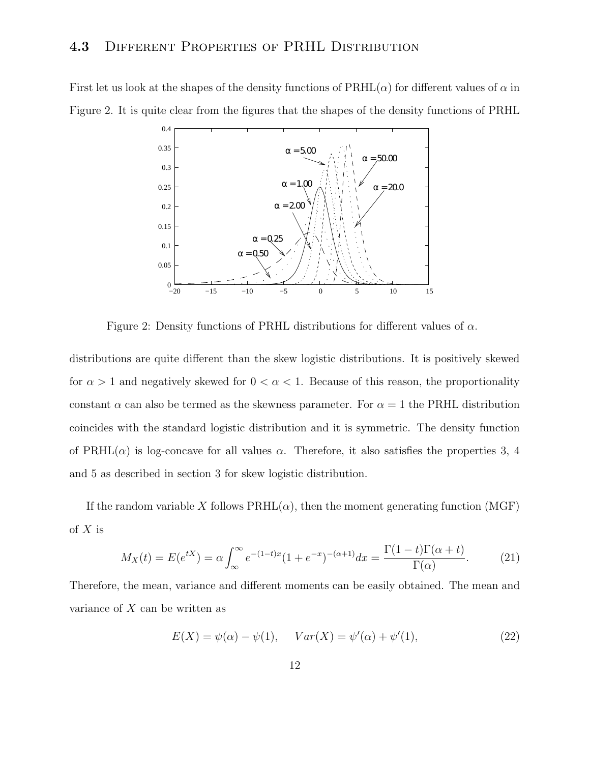### 4.3 Different Properties of PRHL Distribution

First let us look at the shapes of the density functions of PRHL($\alpha$) for different values of $\alpha$ in Figure 2. It is quite clear from the figures that the shapes of the density functions of PRHL

Figure 2: Density functions of PRHL distributions for different values of $\alpha$.

distributions are quite different than the skew logistic distributions. It is positively skewed for $\alpha > 1$ and negatively skewed for $0 < \alpha < 1$. Because of this reason, the proportionality constant $\alpha$ can also be termed as the skewness parameter. For $\alpha = 1$ the PRHL distribution coincides with the standard logistic distribution and it is symmetric. The density function of PRHL($\alpha$) is log-concave for all values $\alpha$. Therefore, it also satisfies the properties 3, 4 and 5 as described in section 3 for skew logistic distribution.

If the random variable $X$ follows PRHL($\alpha$), then the moment generating function (MGF) of $X$ is

$$M_X(t) = E(e^{tX}) = \alpha \int_{\infty}^{\infty} e^{-(1-t)x}(1+e^{-x})^{-(\alpha+1)}dx = \frac{\Gamma(1-t)\Gamma(\alpha+t)}{\Gamma(\alpha)}. \tag{21}$$

Therefore, the mean, variance and different moments can be easily obtained. The mean and variance of $X$ can be written as

$$E(X) = \psi(\alpha) - \psi(1), \qquad Var(X) = \psi'(\alpha) + \psi'(1), \tag{22}$$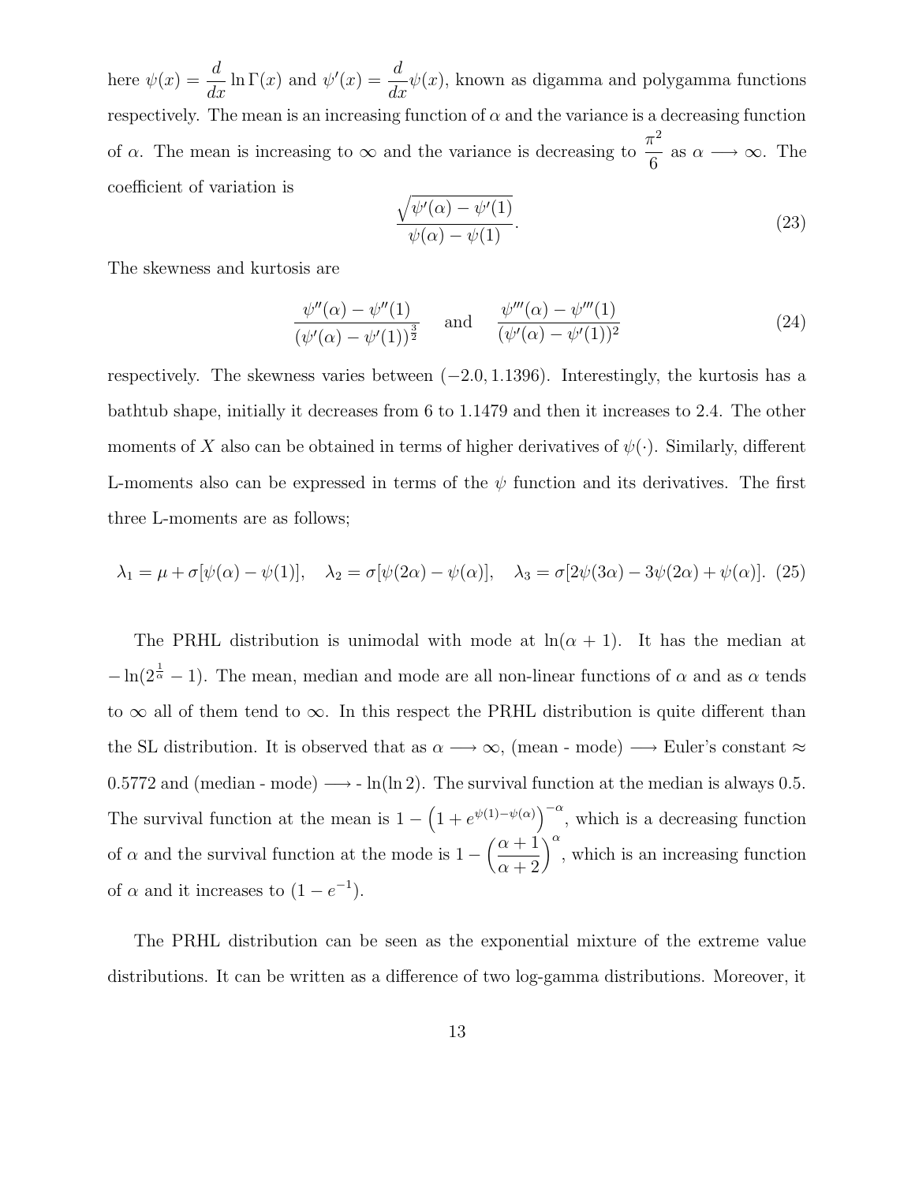here $\psi(x) = \dfrac{d}{dx} \ln \Gamma(x)$ and $\psi'(x) = \dfrac{d}{dx}\psi(x)$, known as digamma and polygamma functions respectively. The mean is an increasing function of $\alpha$ and the variance is a decreasing function of $\alpha$. The mean is increasing to $\infty$ and the variance is decreasing to $\dfrac{\pi^2}{6}$ as $\alpha \longrightarrow \infty$. The coefficient of variation is

$$\frac{\sqrt{\psi'(\alpha) - \psi'(1)}}{\psi(\alpha) - \psi(1)}. \tag{23}$$

The skewness and kurtosis are

$$\frac{\psi''(\alpha) - \psi''(1)}{(\psi'(\alpha) - \psi'(1))^{\frac{3}{2}}} \quad \text{and} \quad \frac{\psi'''(\alpha) - \psi'''(1)}{(\psi'(\alpha) - \psi'(1))^{2}} \tag{24}$$

respectively. The skewness varies between $(-2.0, 1.1396)$. Interestingly, the kurtosis has a bathtub shape, initially it decreases from 6 to 1.1479 and then it increases to 2.4. The other moments of $X$ also can be obtained in terms of higher derivatives of $\psi(\cdot)$. Similarly, different L-moments also can be expressed in terms of the $\psi$ function and its derivatives. The first three L-moments are as follows;

$$\lambda_1 = \mu + \sigma[\psi(\alpha) - \psi(1)], \quad \lambda_2 = \sigma[\psi(2\alpha) - \psi(\alpha)], \quad \lambda_3 = \sigma[2\psi(3\alpha) - 3\psi(2\alpha) + \psi(\alpha)]. \tag{25}$$

The PRHL distribution is unimodal with mode at $\ln(\alpha + 1)$. It has the median at $-\ln(2^{\frac{1}{\alpha}} - 1)$. The mean, median and mode are all non-linear functions of $\alpha$ and as $\alpha$ tends to $\infty$ all of them tend to $\infty$. In this respect the PRHL distribution is quite different than the SL distribution. It is observed that as $\alpha \longrightarrow \infty$, (mean - mode) $\longrightarrow$ Euler's constant $\approx 0.5772$ and (median - mode) $\longrightarrow$ - $\ln(\ln 2)$. The survival function at the median is always 0.5. The survival function at the mean is $1 - \left(1 + e^{\psi(1) - \psi(\alpha)}\right)^{-\alpha}$, which is a decreasing function of $\alpha$ and the survival function at the mode is $1 - \left(\dfrac{\alpha+1}{\alpha+2}\right)^{\alpha}$, which is an increasing function of $\alpha$ and it increases to $(1 - e^{-1})$.

The PRHL distribution can be seen as the exponential mixture of the extreme value distributions. It can be written as a difference of two log-gamma distributions. Moreover, it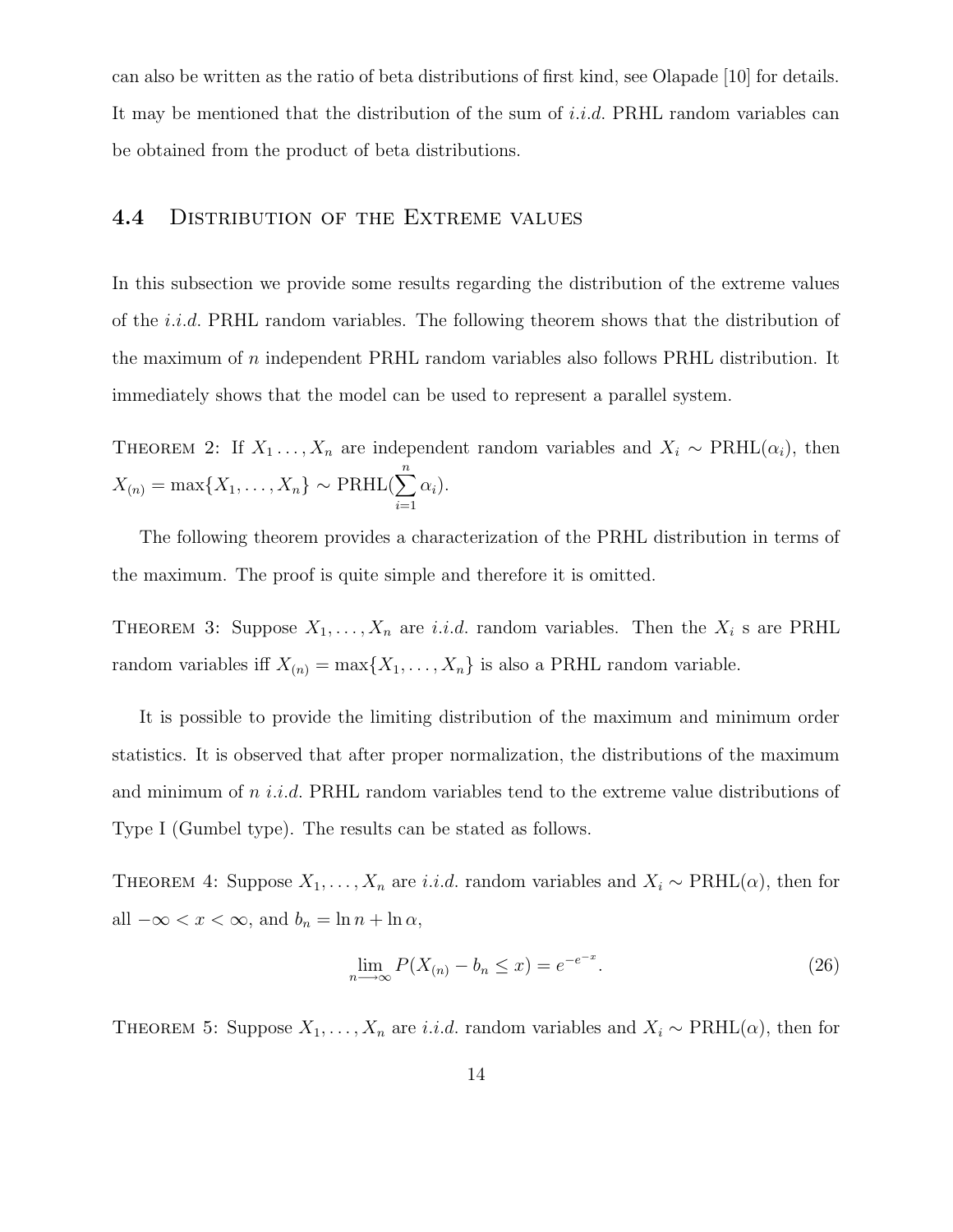can also be written as the ratio of beta distributions of first kind, see Olapade [10] for details. It may be mentioned that the distribution of the sum of *i.i.d.* PRHL random variables can be obtained from the product of beta distributions.

### 4.4 Distribution of the Extreme values

In this subsection we provide some results regarding the distribution of the extreme values of the *i.i.d.* PRHL random variables. The following theorem shows that the distribution of the maximum of $n$ independent PRHL random variables also follows PRHL distribution. It immediately shows that the model can be used to represent a parallel system.

Theorem 2: If $X_1 \ldots, X_n$ are independent random variables and $X_i \sim \text{PRHL}(\alpha_i)$, then $X_{(n)} = \max\{X_1, \ldots, X_n\} \sim \text{PRHL}(\sum_{i=1}^{n} \alpha_i)$.

The following theorem provides a characterization of the PRHL distribution in terms of the maximum. The proof is quite simple and therefore it is omitted.

Theorem 3: Suppose $X_1, \ldots, X_n$ are *i.i.d.* random variables. Then the $X_i$ s are PRHL random variables iff $X_{(n)} = \max\{X_1, \ldots, X_n\}$ is also a PRHL random variable.

It is possible to provide the limiting distribution of the maximum and minimum order statistics. It is observed that after proper normalization, the distributions of the maximum and minimum of $n$ *i.i.d.* PRHL random variables tend to the extreme value distributions of Type I (Gumbel type). The results can be stated as follows.

Theorem 4: Suppose $X_1, \ldots, X_n$ are *i.i.d.* random variables and $X_i \sim \text{PRHL}(\alpha)$, then for all $-\infty < x < \infty$, and $b_n = \ln n + \ln \alpha$,

$$\lim_{n \longrightarrow \infty} P(X_{(n)} - b_n \leq x) = e^{-e^{-x}}. \tag{26}$$

Theorem 5: Suppose $X_1, \ldots, X_n$ are *i.i.d.* random variables and $X_i \sim \text{PRHL}(\alpha)$, then for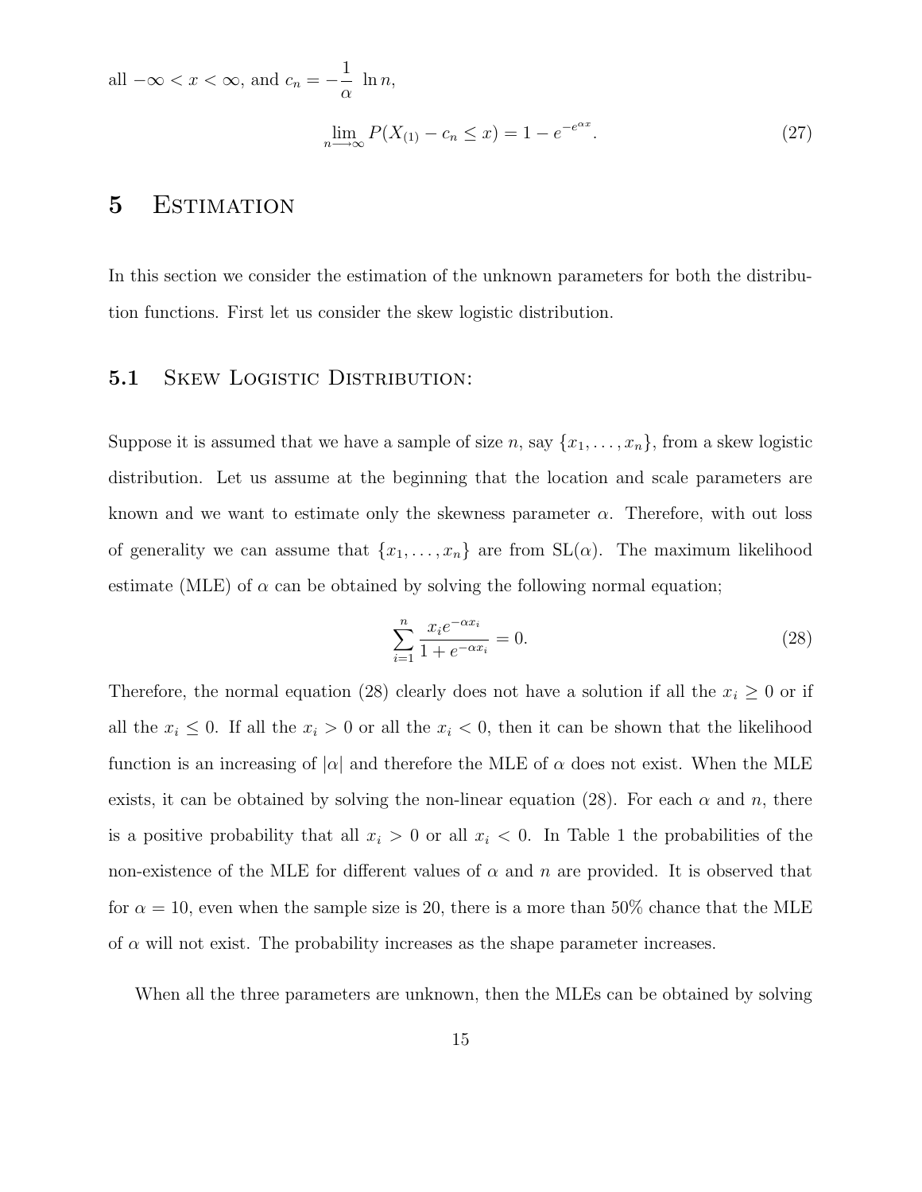all $-\infty < x < \infty$, and $c_n = -\frac{1}{\alpha}\ \ln n$,

$$\lim_{n \longrightarrow \infty} P(X_{(1)} - c_n \le x) = 1 - e^{-e^{\alpha x}}. \tag{27}$$

# 5 Estimation

In this section we consider the estimation of the unknown parameters for both the distribution functions. First let us consider the skew logistic distribution.

## 5.1 Skew Logistic Distribution:

Suppose it is assumed that we have a sample of size $n$, say $\{x_1, \ldots, x_n\}$, from a skew logistic distribution. Let us assume at the beginning that the location and scale parameters are known and we want to estimate only the skewness parameter $\alpha$. Therefore, with out loss of generality we can assume that $\{x_1, \ldots, x_n\}$ are from SL($\alpha$). The maximum likelihood estimate (MLE) of $\alpha$ can be obtained by solving the following normal equation;

$$\sum_{i=1}^{n} \frac{x_i e^{-\alpha x_i}}{1 + e^{-\alpha x_i}} = 0. \tag{28}$$

Therefore, the normal equation (28) clearly does not have a solution if all the $x_i \ge 0$ or if all the $x_i \le 0$. If all the $x_i > 0$ or all the $x_i < 0$, then it can be shown that the likelihood function is an increasing of $|\alpha|$ and therefore the MLE of $\alpha$ does not exist. When the MLE exists, it can be obtained by solving the non-linear equation (28). For each $\alpha$ and $n$, there is a positive probability that all $x_i > 0$ or all $x_i < 0$. In Table 1 the probabilities of the non-existence of the MLE for different values of $\alpha$ and $n$ are provided. It is observed that for $\alpha = 10$, even when the sample size is 20, there is a more than 50% chance that the MLE of $\alpha$ will not exist. The probability increases as the shape parameter increases.

When all the three parameters are unknown, then the MLEs can be obtained by solving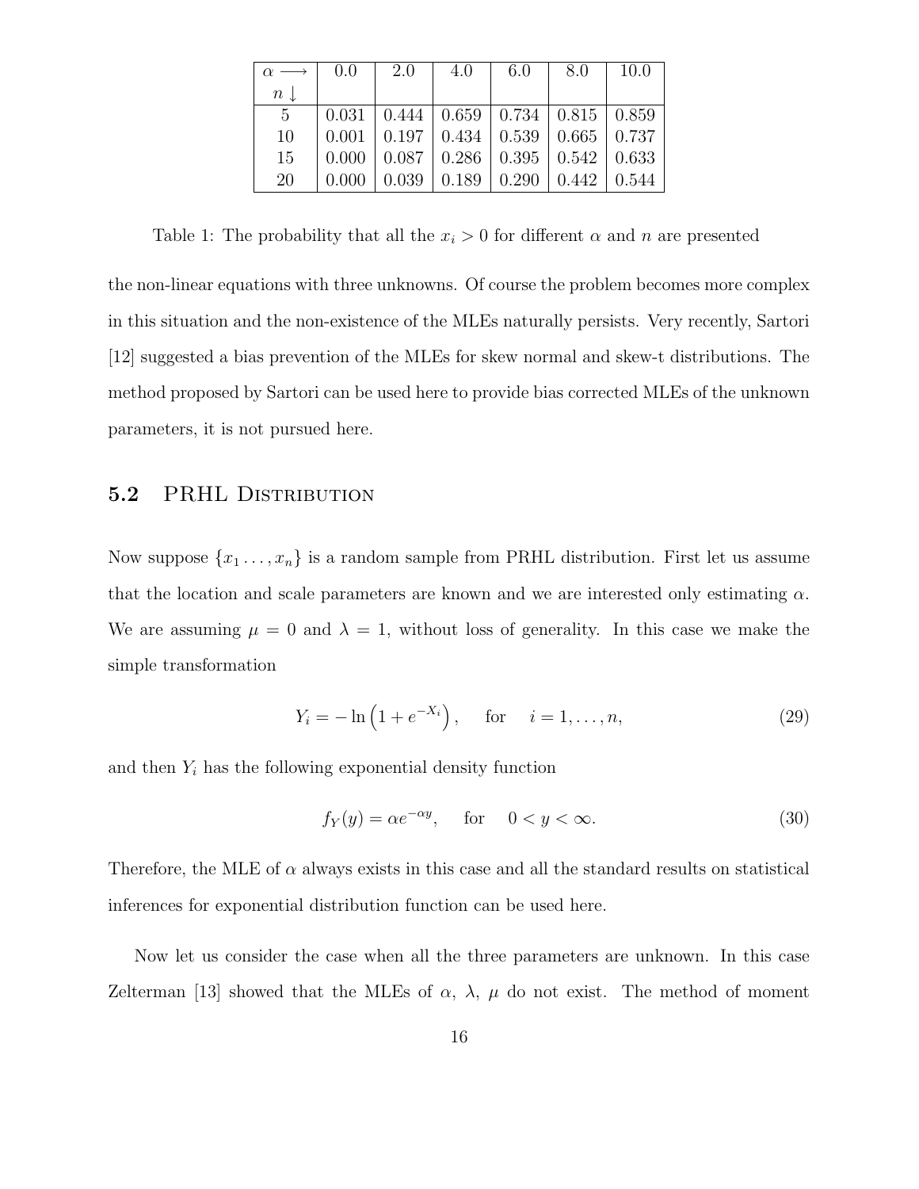| $\alpha \longrightarrow$ <br> $n \downarrow$ | 0.0 | 2.0 | 4.0 | 6.0 | 8.0 | 10.0 |
|---|---|---|---|---|---|---|
| 5 | 0.031 | 0.444 | 0.659 | 0.734 | 0.815 | 0.859 |
| 10 | 0.001 | 0.197 | 0.434 | 0.539 | 0.665 | 0.737 |
| 15 | 0.000 | 0.087 | 0.286 | 0.395 | 0.542 | 0.633 |
| 20 | 0.000 | 0.039 | 0.189 | 0.290 | 0.442 | 0.544 |

Table 1: The probability that all the $x_i > 0$ for different $\alpha$ and $n$ are presented

the non-linear equations with three unknowns. Of course the problem becomes more complex in this situation and the non-existence of the MLEs naturally persists. Very recently, Sartori [12] suggested a bias prevention of the MLEs for skew normal and skew-t distributions. The method proposed by Sartori can be used here to provide bias corrected MLEs of the unknown parameters, it is not pursued here.

### 5.2 PRHL Distribution

Now suppose $\{x_1 \ldots, x_n\}$ is a random sample from PRHL distribution. First let us assume that the location and scale parameters are known and we are interested only estimating $\alpha$. We are assuming $\mu = 0$ and $\lambda = 1$, without loss of generality. In this case we make the simple transformation

$$Y_i = -\ln\left(1 + e^{-X_i}\right), \quad \text{for} \quad i = 1, \ldots, n, \tag{29}$$

and then $Y_i$ has the following exponential density function

$$f_Y(y) = \alpha e^{-\alpha y}, \quad \text{for} \quad 0 < y < \infty. \tag{30}$$

Therefore, the MLE of $\alpha$ always exists in this case and all the standard results on statistical inferences for exponential distribution function can be used here.

Now let us consider the case when all the three parameters are unknown. In this case Zelterman [13] showed that the MLEs of $\alpha$, $\lambda$, $\mu$ do not exist. The method of moment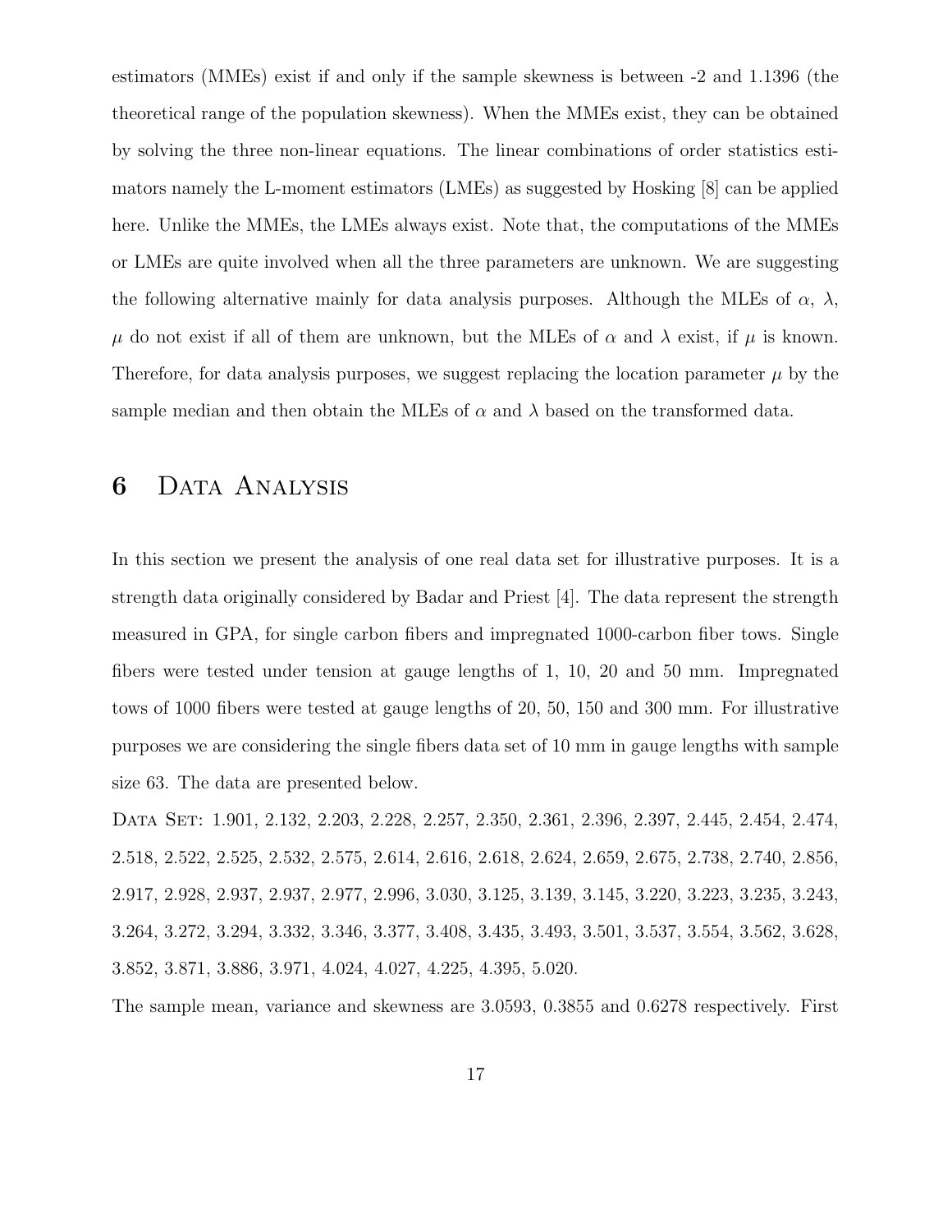estimators (MMEs) exist if and only if the sample skewness is between -2 and 1.1396 (the theoretical range of the population skewness). When the MMEs exist, they can be obtained by solving the three non-linear equations. The linear combinations of order statistics estimators namely the L-moment estimators (LMEs) as suggested by Hosking [8] can be applied here. Unlike the MMEs, the LMEs always exist. Note that, the computations of the MMEs or LMEs are quite involved when all the three parameters are unknown. We are suggesting the following alternative mainly for data analysis purposes. Although the MLEs of $\alpha$, $\lambda$, $\mu$ do not exist if all of them are unknown, but the MLEs of $\alpha$ and $\lambda$ exist, if $\mu$ is known. Therefore, for data analysis purposes, we suggest replacing the location parameter $\mu$ by the sample median and then obtain the MLEs of $\alpha$ and $\lambda$ based on the transformed data.

## 6 Data Analysis

In this section we present the analysis of one real data set for illustrative purposes. It is a strength data originally considered by Badar and Priest [4]. The data represent the strength measured in GPA, for single carbon fibers and impregnated 1000-carbon fiber tows. Single fibers were tested under tension at gauge lengths of 1, 10, 20 and 50 mm. Impregnated tows of 1000 fibers were tested at gauge lengths of 20, 50, 150 and 300 mm. For illustrative purposes we are considering the single fibers data set of 10 mm in gauge lengths with sample size 63. The data are presented below.

Data Set: 1.901, 2.132, 2.203, 2.228, 2.257, 2.350, 2.361, 2.396, 2.397, 2.445, 2.454, 2.474, 2.518, 2.522, 2.525, 2.532, 2.575, 2.614, 2.616, 2.618, 2.624, 2.659, 2.675, 2.738, 2.740, 2.856, 2.917, 2.928, 2.937, 2.937, 2.977, 2.996, 3.030, 3.125, 3.139, 3.145, 3.220, 3.223, 3.235, 3.243, 3.264, 3.272, 3.294, 3.332, 3.346, 3.377, 3.408, 3.435, 3.493, 3.501, 3.537, 3.554, 3.562, 3.628, 3.852, 3.871, 3.886, 3.971, 4.024, 4.027, 4.225, 4.395, 5.020.

The sample mean, variance and skewness are 3.0593, 0.3855 and 0.6278 respectively. First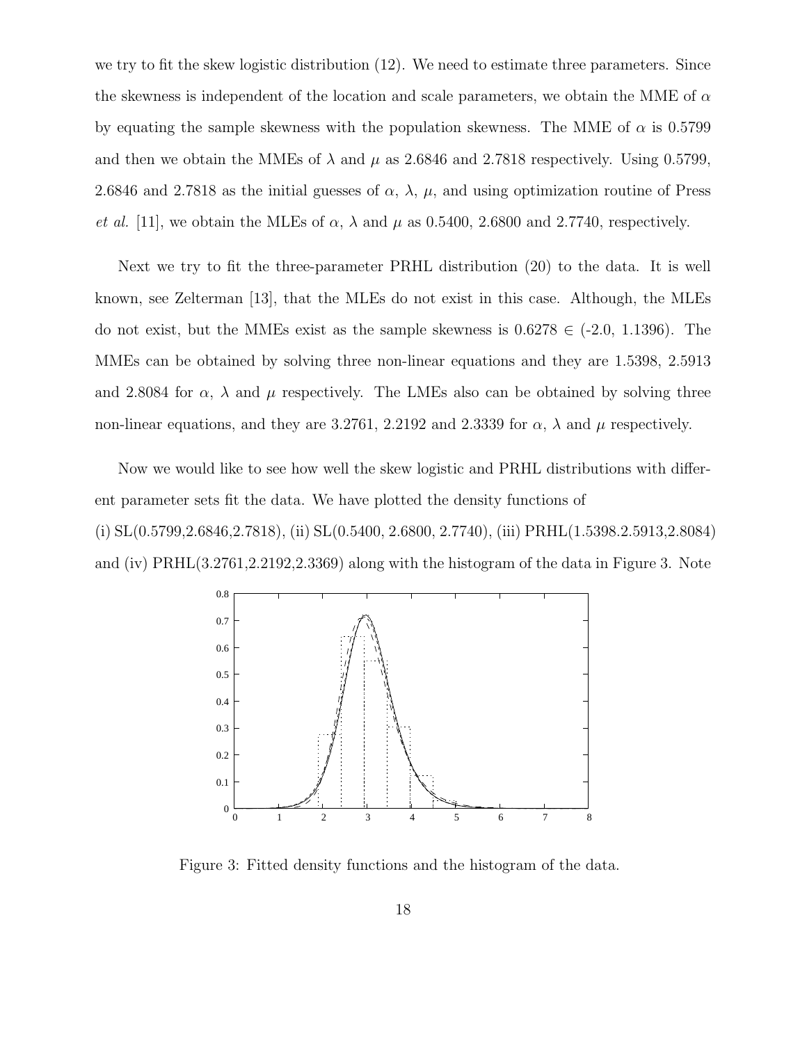we try to fit the skew logistic distribution (12). We need to estimate three parameters. Since the skewness is independent of the location and scale parameters, we obtain the MME of $\alpha$ by equating the sample skewness with the population skewness. The MME of $\alpha$ is 0.5799 and then we obtain the MMEs of $\lambda$ and $\mu$ as 2.6846 and 2.7818 respectively. Using 0.5799, 2.6846 and 2.7818 as the initial guesses of $\alpha$, $\lambda$, $\mu$, and using optimization routine of Press *et al.* [11], we obtain the MLEs of $\alpha$, $\lambda$ and $\mu$ as 0.5400, 2.6800 and 2.7740, respectively.

Next we try to fit the three-parameter PRHL distribution (20) to the data. It is well known, see Zelterman [13], that the MLEs do not exist in this case. Although, the MLEs do not exist, but the MMEs exist as the sample skewness is $0.6278 \in$ (-2.0, 1.1396). The MMEs can be obtained by solving three non-linear equations and they are 1.5398, 2.5913 and 2.8084 for $\alpha$, $\lambda$ and $\mu$ respectively. The LMEs also can be obtained by solving three non-linear equations, and they are 3.2761, 2.2192 and 2.3339 for $\alpha$, $\lambda$ and $\mu$ respectively.

Now we would like to see how well the skew logistic and PRHL distributions with different parameter sets fit the data. We have plotted the density functions of (i) SL(0.5799,2.6846,2.7818), (ii) SL(0.5400, 2.6800, 2.7740), (iii) PRHL(1.5398.2.5913,2.8084) and (iv) PRHL(3.2761,2.2192,2.3369) along with the histogram of the data in Figure 3. Note

Figure 3: Fitted density functions and the histogram of the data.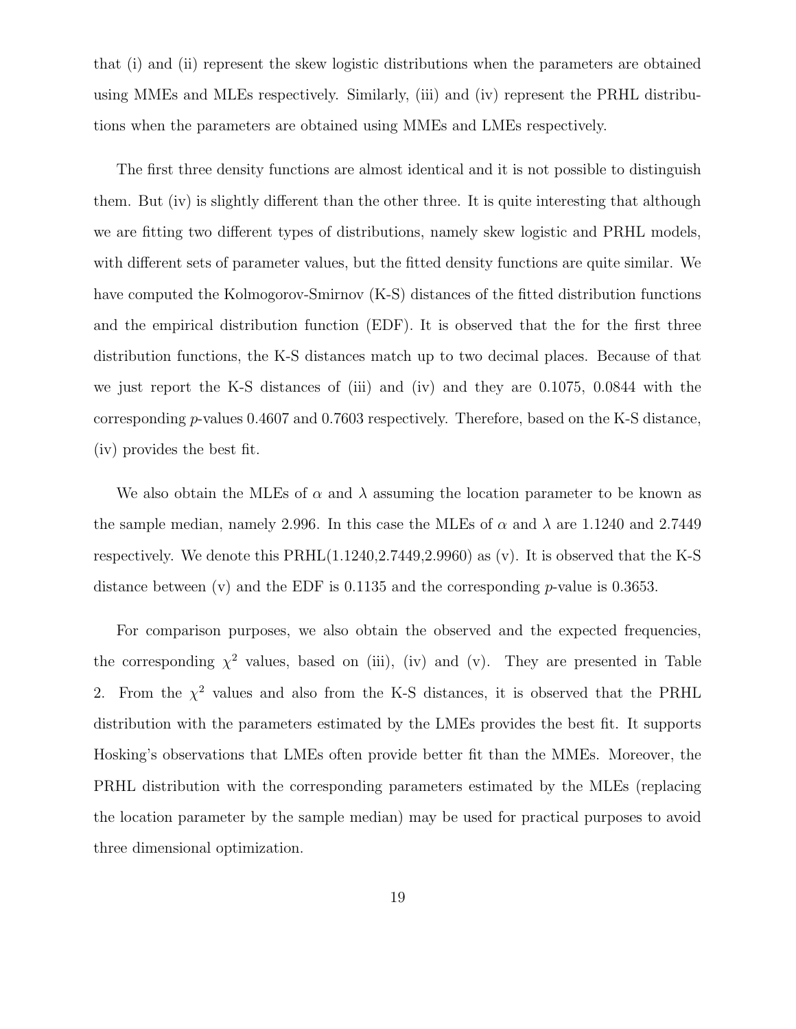that (i) and (ii) represent the skew logistic distributions when the parameters are obtained using MMEs and MLEs respectively. Similarly, (iii) and (iv) represent the PRHL distributions when the parameters are obtained using MMEs and LMEs respectively.

The first three density functions are almost identical and it is not possible to distinguish them. But (iv) is slightly different than the other three. It is quite interesting that although we are fitting two different types of distributions, namely skew logistic and PRHL models, with different sets of parameter values, but the fitted density functions are quite similar. We have computed the Kolmogorov-Smirnov (K-S) distances of the fitted distribution functions and the empirical distribution function (EDF). It is observed that the for the first three distribution functions, the K-S distances match up to two decimal places. Because of that we just report the K-S distances of (iii) and (iv) and they are 0.1075, 0.0844 with the corresponding $p$-values 0.4607 and 0.7603 respectively. Therefore, based on the K-S distance, (iv) provides the best fit.

We also obtain the MLEs of $\alpha$ and $\lambda$ assuming the location parameter to be known as the sample median, namely 2.996. In this case the MLEs of $\alpha$ and $\lambda$ are 1.1240 and 2.7449 respectively. We denote this PRHL(1.1240,2.7449,2.9960) as (v). It is observed that the K-S distance between (v) and the EDF is 0.1135 and the corresponding $p$-value is 0.3653.

For comparison purposes, we also obtain the observed and the expected frequencies, the corresponding $\chi^2$ values, based on (iii), (iv) and (v). They are presented in Table 2. From the $\chi^2$ values and also from the K-S distances, it is observed that the PRHL distribution with the parameters estimated by the LMEs provides the best fit. It supports Hosking's observations that LMEs often provide better fit than the MMEs. Moreover, the PRHL distribution with the corresponding parameters estimated by the MLEs (replacing the location parameter by the sample median) may be used for practical purposes to avoid three dimensional optimization.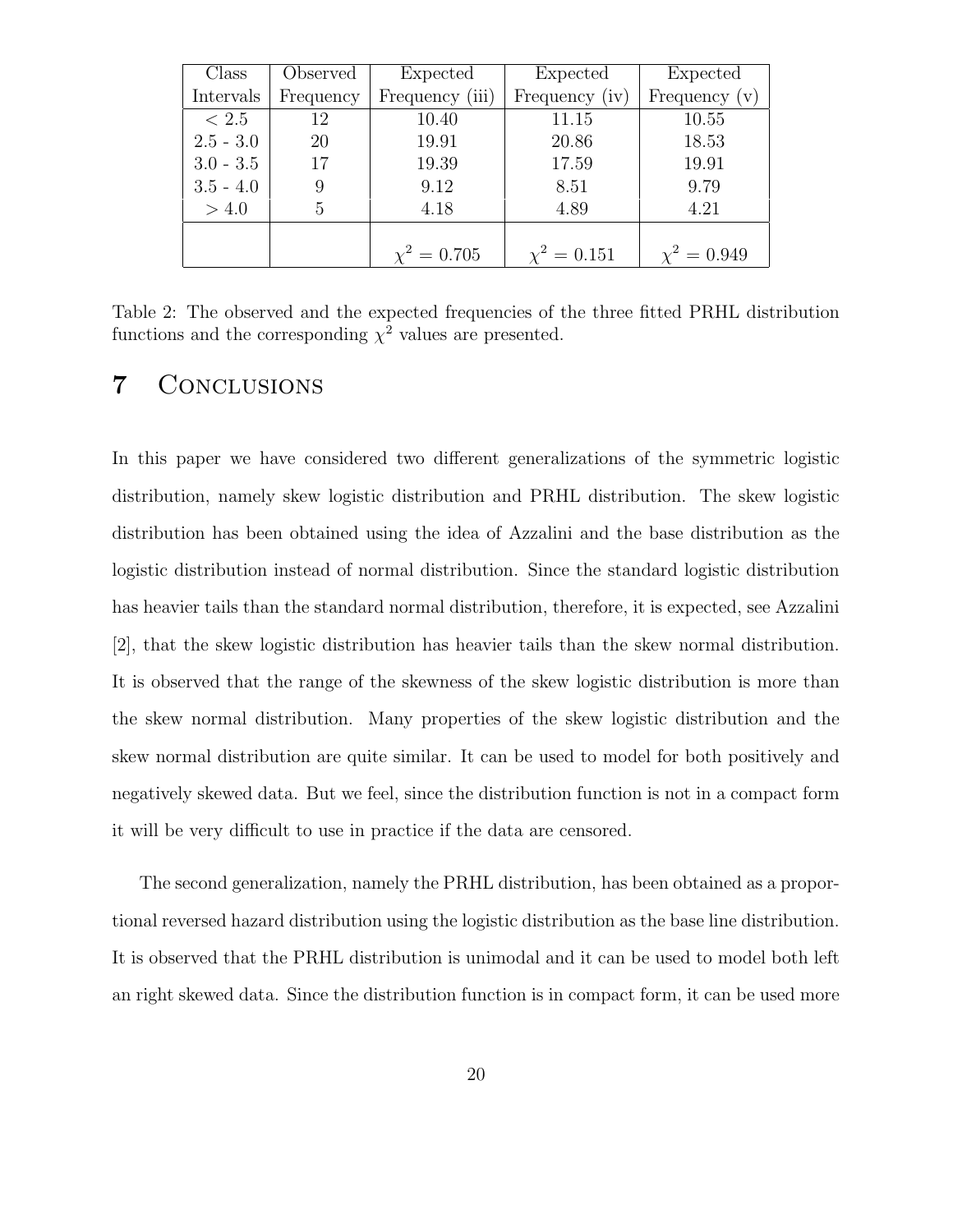| Class Intervals | Observed Frequency | Expected Frequency (iii) | Expected Frequency (iv) | Expected Frequency (v) |
|---|---|---|---|---|
| $< 2.5$ | 12 | 10.40 | 11.15 | 10.55 |
| 2.5 - 3.0 | 20 | 19.91 | 20.86 | 18.53 |
| 3.0 - 3.5 | 17 | 19.39 | 17.59 | 19.91 |
| 3.5 - 4.0 | 9 | 9.12 | 8.51 | 9.79 |
| $> 4.0$ | 5 | 4.18 | 4.89 | 4.21 |
| | | $\chi^2 = 0.705$ | $\chi^2 = 0.151$ | $\chi^2 = 0.949$ |

Table 2: The observed and the expected frequencies of the three fitted PRHL distribution functions and the corresponding $\chi^2$ values are presented.

# 7 Conclusions

In this paper we have considered two different generalizations of the symmetric logistic distribution, namely skew logistic distribution and PRHL distribution. The skew logistic distribution has been obtained using the idea of Azzalini and the base distribution as the logistic distribution instead of normal distribution. Since the standard logistic distribution has heavier tails than the standard normal distribution, therefore, it is expected, see Azzalini [2], that the skew logistic distribution has heavier tails than the skew normal distribution. It is observed that the range of the skewness of the skew logistic distribution is more than the skew normal distribution. Many properties of the skew logistic distribution and the skew normal distribution are quite similar. It can be used to model for both positively and negatively skewed data. But we feel, since the distribution function is not in a compact form it will be very difficult to use in practice if the data are censored.

The second generalization, namely the PRHL distribution, has been obtained as a proportional reversed hazard distribution using the logistic distribution as the base line distribution. It is observed that the PRHL distribution is unimodal and it can be used to model both left an right skewed data. Since the distribution function is in compact form, it can be used more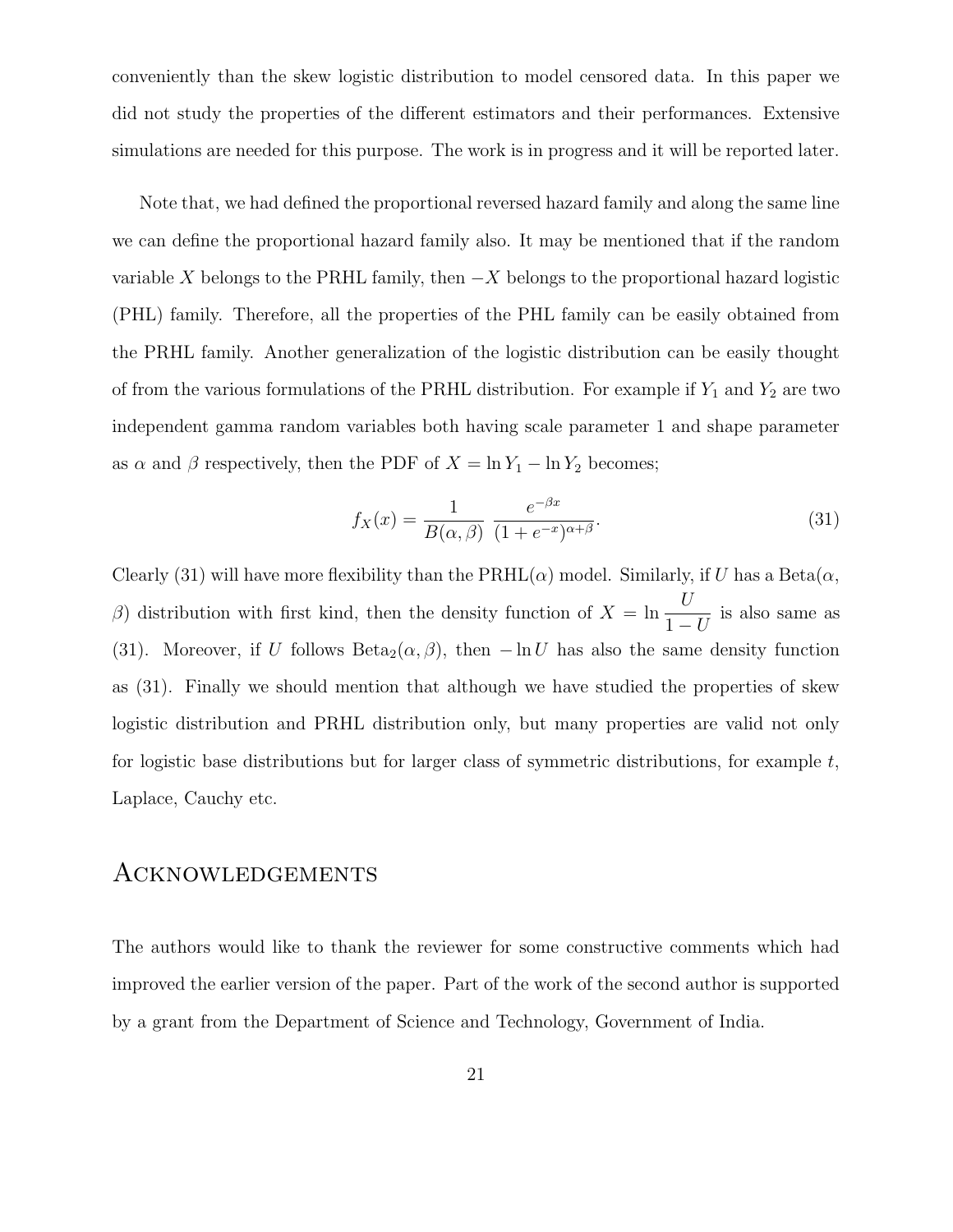conveniently than the skew logistic distribution to model censored data. In this paper we did not study the properties of the different estimators and their performances. Extensive simulations are needed for this purpose. The work is in progress and it will be reported later.

Note that, we had defined the proportional reversed hazard family and along the same line we can define the proportional hazard family also. It may be mentioned that if the random variable $X$ belongs to the PRHL family, then $-X$ belongs to the proportional hazard logistic (PHL) family. Therefore, all the properties of the PHL family can be easily obtained from the PRHL family. Another generalization of the logistic distribution can be easily thought of from the various formulations of the PRHL distribution. For example if $Y_1$ and $Y_2$ are two independent gamma random variables both having scale parameter 1 and shape parameter as $\alpha$ and $\beta$ respectively, then the PDF of $X = \ln Y_1 - \ln Y_2$ becomes;

$$f_X(x) = \frac{1}{B(\alpha, \beta)} \frac{e^{-\beta x}}{(1 + e^{-x})^{\alpha+\beta}}. \tag{31}$$

Clearly (31) will have more flexibility than the PRHL($\alpha$) model. Similarly, if $U$ has a Beta($\alpha$, $\beta$) distribution with first kind, then the density function of $X = \ln \frac{U}{1-U}$ is also same as (31). Moreover, if $U$ follows $\text{Beta}_2(\alpha, \beta)$, then $-\ln U$ has also the same density function as (31). Finally we should mention that although we have studied the properties of skew logistic distribution and PRHL distribution only, but many properties are valid not only for logistic base distributions but for larger class of symmetric distributions, for example $t$, Laplace, Cauchy etc.

## Acknowledgements

The authors would like to thank the reviewer for some constructive comments which had improved the earlier version of the paper. Part of the work of the second author is supported by a grant from the Department of Science and Technology, Government of India.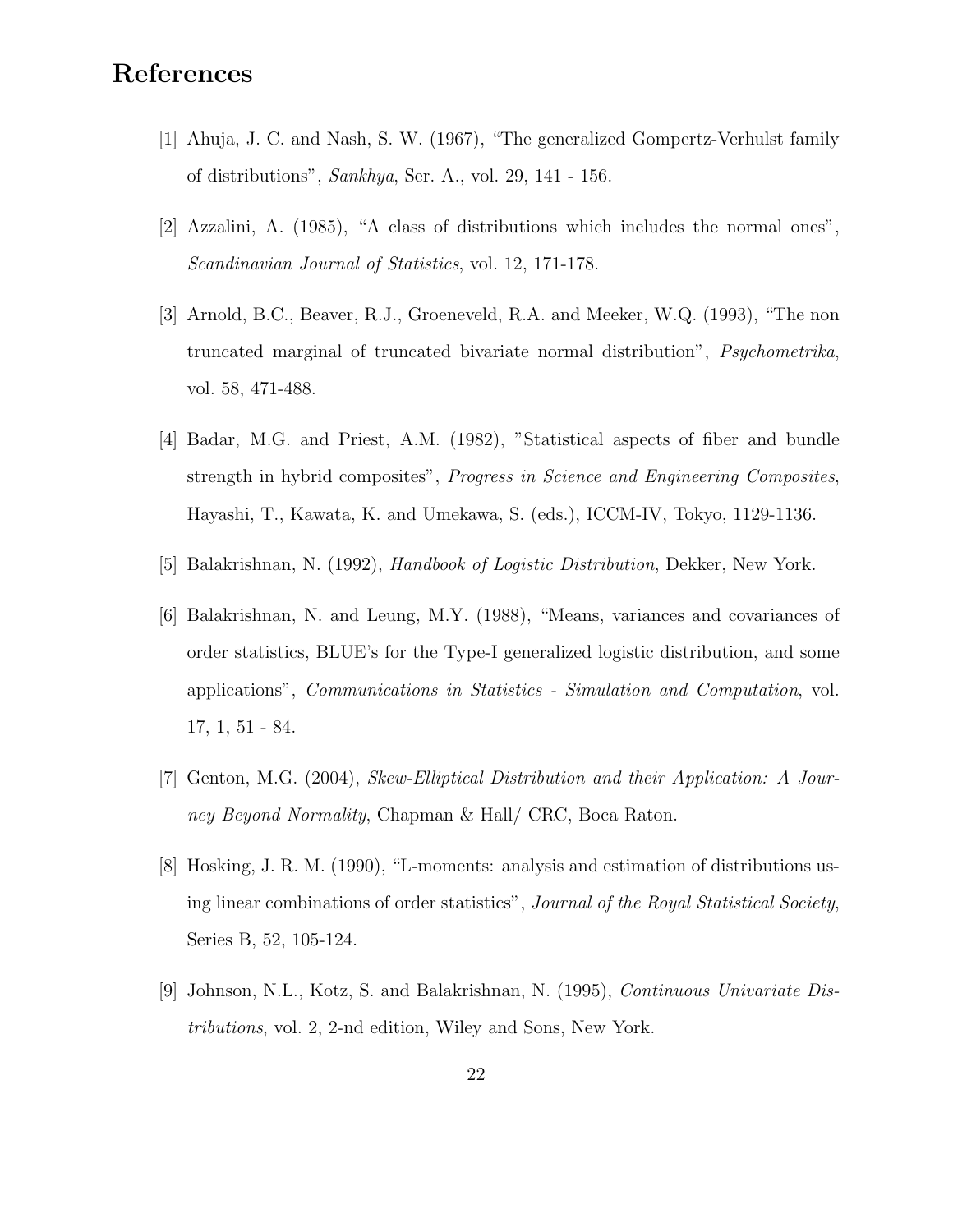# References

[1] Ahuja, J. C. and Nash, S. W. (1967), “The generalized Gompertz-Verhulst family of distributions”, *Sankhya*, Ser. A., vol. 29, 141 - 156.

[2] Azzalini, A. (1985), “A class of distributions which includes the normal ones”, *Scandinavian Journal of Statistics*, vol. 12, 171-178.

[3] Arnold, B.C., Beaver, R.J., Groeneveld, R.A. and Meeker, W.Q. (1993), “The non truncated marginal of truncated bivariate normal distribution”, *Psychometrika*, vol. 58, 471-488.

[4] Badar, M.G. and Priest, A.M. (1982), ”Statistical aspects of fiber and bundle strength in hybrid composites”, *Progress in Science and Engineering Composites*, Hayashi, T., Kawata, K. and Umekawa, S. (eds.), ICCM-IV, Tokyo, 1129-1136.

[5] Balakrishnan, N. (1992), *Handbook of Logistic Distribution*, Dekker, New York.

[6] Balakrishnan, N. and Leung, M.Y. (1988), “Means, variances and covariances of order statistics, BLUE’s for the Type-I generalized logistic distribution, and some applications”, *Communications in Statistics - Simulation and Computation*, vol. 17, 1, 51 - 84.

[7] Genton, M.G. (2004), *Skew-Elliptical Distribution and their Application: A Journey Beyond Normality*, Chapman & Hall/ CRC, Boca Raton.

[8] Hosking, J. R. M. (1990), “L-moments: analysis and estimation of distributions using linear combinations of order statistics”, *Journal of the Royal Statistical Society*, Series B, 52, 105-124.

[9] Johnson, N.L., Kotz, S. and Balakrishnan, N. (1995), *Continuous Univariate Distributions*, vol. 2, 2-nd edition, Wiley and Sons, New York.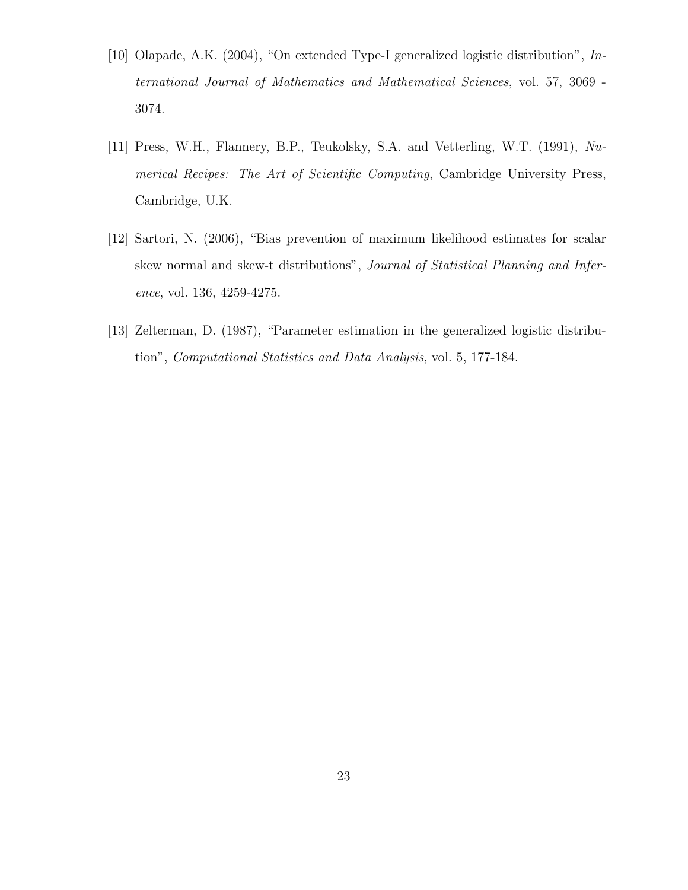[10] Olapade, A.K. (2004), "On extended Type-I generalized logistic distribution", *International Journal of Mathematics and Mathematical Sciences*, vol. 57, 3069 - 3074.

[11] Press, W.H., Flannery, B.P., Teukolsky, S.A. and Vetterling, W.T. (1991), *Numerical Recipes: The Art of Scientific Computing*, Cambridge University Press, Cambridge, U.K.

[12] Sartori, N. (2006), "Bias prevention of maximum likelihood estimates for scalar skew normal and skew-t distributions", *Journal of Statistical Planning and Inference*, vol. 136, 4259-4275.

[13] Zelterman, D. (1987), "Parameter estimation in the generalized logistic distribution", *Computational Statistics and Data Analysis*, vol. 5, 177-184.